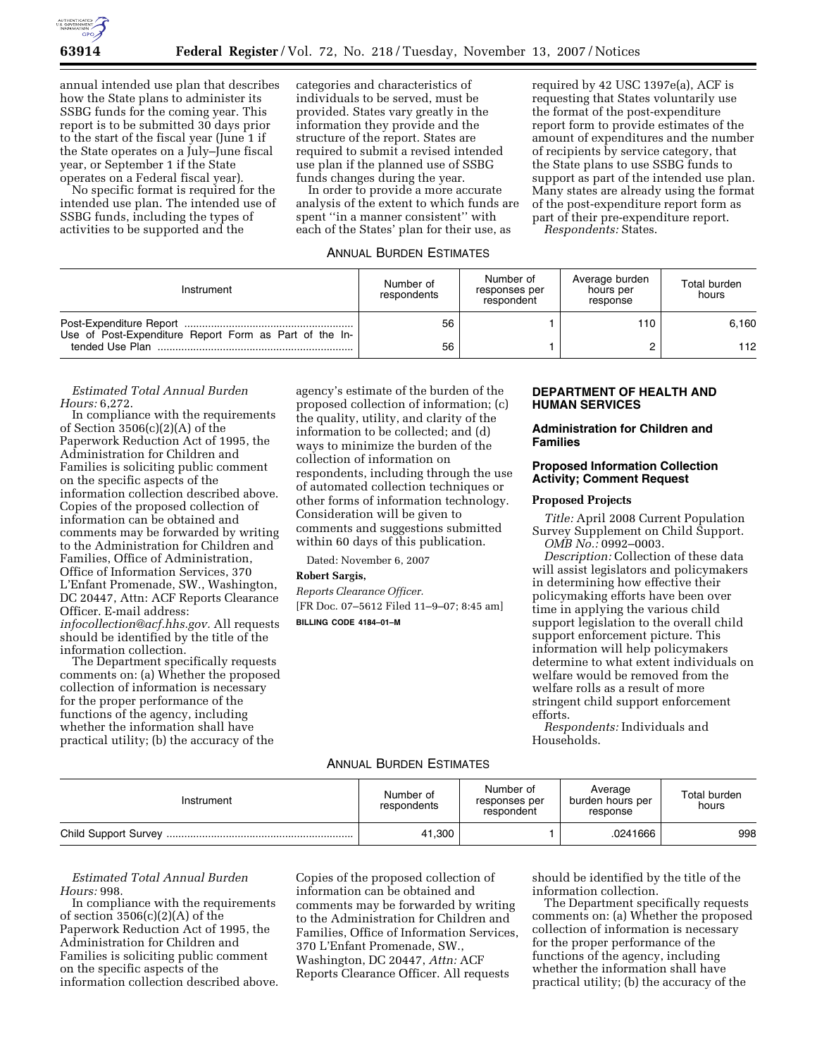annual intended use plan that describes how the State plans to administer its SSBG funds for the coming year. This report is to be submitted 30 days prior to the start of the fiscal year (June 1 if the State operates on a July–June fiscal year, or September 1 if the State operates on a Federal fiscal year).

No specific format is required for the intended use plan. The intended use of SSBG funds, including the types of activities to be supported and the categories and characteristics of individuals to be served, must be provided. States vary greatly in the information they provide and the structure of the report. States are required to submit a revised intended use plan if the planned use of SSBG funds changes during the year.

In order to provide a more accurate analysis of the extent to which funds are spent ''in a manner consistent'' with each of the States' plan for their use, as required by 42 USC 1397e(a), ACF is requesting that States voluntarily use the format of the post-expenditure report form to provide estimates of the amount of expenditures and the number of recipients by service category, that the State plans to use SSBG funds to support as part of the intended use plan. Many states are already using the format of the post-expenditure report form as part of their pre-expenditure report.

*Respondents:* States.

ANNUAL BURDEN ESTIMATES

| Instrument | Number of respondents | Number of responses per respondent | Average burden hours per response | Total burden hours |
|---|---|---|---|---|
| Post-Expenditure Report | 56 | 1 | 110 | 6,160 |
| Use of Post-Expenditure Report Form as Part of the Intended Use Plan | 56 | 1 | 2 | 112 |

*Estimated Total Annual Burden Hours:* 6,272.

In compliance with the requirements of Section 3506(c)(2)(A) of the Paperwork Reduction Act of 1995, the Administration for Children and Families is soliciting public comment on the specific aspects of the information collection described above. Copies of the proposed collection of information can be obtained and comments may be forwarded by writing to the Administration for Children and Families, Office of Administration, Office of Information Services, 370 L'Enfant Promenade, SW., Washington, DC 20447, Attn: ACF Reports Clearance Officer. E-mail address: *infocollection@acf.hhs.gov.* All requests should be identified by the title of the information collection.

The Department specifically requests comments on: (a) Whether the proposed collection of information is necessary for the proper performance of the functions of the agency, including whether the information shall have practical utility; (b) the accuracy of the agency's estimate of the burden of the proposed collection of information; (c) the quality, utility, and clarity of the information to be collected; and (d) ways to minimize the burden of the collection of information on respondents, including through the use of automated collection techniques or other forms of information technology. Consideration will be given to comments and suggestions submitted within 60 days of this publication.

Dated: November 6, 2007

**Robert Sargis,**

*Reports Clearance Officer.*

[FR Doc. 07–5612 Filed 11–9–07; 8:45 am]

**BILLING CODE 4184–01–M**

## DEPARTMENT OF HEALTH AND HUMAN SERVICES

### Administration for Children and Families

### Proposed Information Collection Activity; Comment Request

**Proposed Projects**

*Title:* April 2008 Current Population Survey Supplement on Child Support.

*OMB No.:* 0992–0003.

*Description:* Collection of these data will assist legislators and policymakers in determining how effective their policymaking efforts have been over time in applying the various child support legislation to the overall child support enforcement picture. This information will help policymakers determine to what extent individuals on welfare would be removed from the welfare rolls as a result of more stringent child support enforcement efforts.

*Respondents:* Individuals and Households.

ANNUAL BURDEN ESTIMATES

| Instrument | Number of respondents | Number of responses per respondent | Average burden hours per response | Total burden hours |
|---|---|---|---|---|
| Child Support Survey | 41,300 | 1 | .0241666 | 998 |

*Estimated Total Annual Burden Hours:* 998.

In compliance with the requirements of section 3506(c)(2)(A) of the Paperwork Reduction Act of 1995, the Administration for Children and Families is soliciting public comment on the specific aspects of the information collection described above. Copies of the proposed collection of information can be obtained and comments may be forwarded by writing to the Administration for Children and Families, Office of Information Services, 370 L'Enfant Promenade, SW., Washington, DC 20447, *Attn:* ACF Reports Clearance Officer. All requests should be identified by the title of the information collection.

The Department specifically requests comments on: (a) Whether the proposed collection of information is necessary for the proper performance of the functions of the agency, including whether the information shall have practical utility; (b) the accuracy of the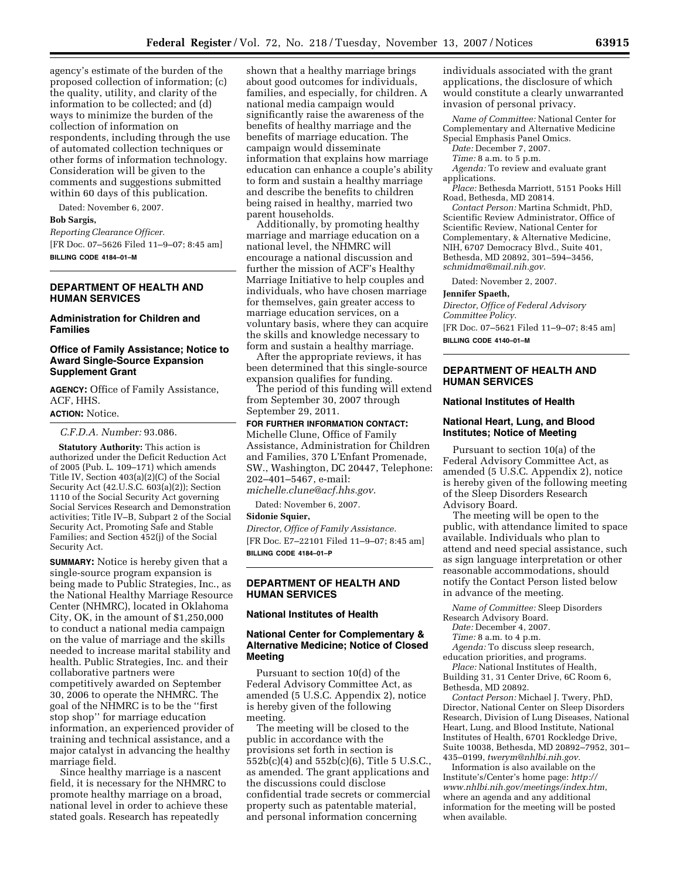agency's estimate of the burden of the proposed collection of information; (c) the quality, utility, and clarity of the information to be collected; and (d) ways to minimize the burden of the collection of information on respondents, including through the use of automated collection techniques or other forms of information technology. Consideration will be given to the comments and suggestions submitted within 60 days of this publication.

Dated: November 6, 2007.

**Bob Sargis,**

*Reporting Clearance Officer.*

[FR Doc. 07–5626 Filed 11–9–07; 8:45 am]

**BILLING CODE 4184–01–M**

## DEPARTMENT OF HEALTH AND HUMAN SERVICES

### Administration for Children and Families

### Office of Family Assistance; Notice to Award Single-Source Expansion Supplement Grant

**AGENCY:** Office of Family Assistance, ACF, HHS.

**ACTION:** Notice.

*C.F.D.A. Number:* 93.086.

**Statutory Authority:** This action is authorized under the Deficit Reduction Act of 2005 (Pub. L. 109–171) which amends Title IV, Section 403(a)(2)(C) of the Social Security Act (42.U.S.C. 603(a)(2)); Section 1110 of the Social Security Act governing Social Services Research and Demonstration activities; Title IV–B, Subpart 2 of the Social Security Act, Promoting Safe and Stable Families; and Section 452(j) of the Social Security Act.

**SUMMARY:** Notice is hereby given that a single-source program expansion is being made to Public Strategies, Inc., as the National Healthy Marriage Resource Center (NHMRC), located in Oklahoma City, OK, in the amount of $1,250,000 to conduct a national media campaign on the value of marriage and the skills needed to increase marital stability and health. Public Strategies, Inc. and their collaborative partners were competitively awarded on September 30, 2006 to operate the NHMRC. The goal of the NHMRC is to be the ''first stop shop'' for marriage education information, an experienced provider of training and technical assistance, and a major catalyst in advancing the healthy marriage field.

Since healthy marriage is a nascent field, it is necessary for the NHMRC to promote healthy marriage on a broad, national level in order to achieve these stated goals. Research has repeatedly shown that a healthy marriage brings about good outcomes for individuals, families, and especially, for children. A national media campaign would significantly raise the awareness of the benefits of healthy marriage and the benefits of marriage education. The campaign would disseminate information that explains how marriage education can enhance a couple's ability to form and sustain a healthy marriage and describe the benefits to children being raised in healthy, married two parent households.

Additionally, by promoting healthy marriage and marriage education on a national level, the NHMRC will encourage a national discussion and further the mission of ACF's Healthy Marriage Initiative to help couples and individuals, who have chosen marriage for themselves, gain greater access to marriage education services, on a voluntary basis, where they can acquire the skills and knowledge necessary to form and sustain a healthy marriage.

After the appropriate reviews, it has been determined that this single-source expansion qualifies for funding.

The period of this funding will extend from September 30, 2007 through September 29, 2011.

**FOR FURTHER INFORMATION CONTACT:** Michelle Clune, Office of Family Assistance, Administration for Children and Families, 370 L'Enfant Promenade, SW., Washington, DC 20447, Telephone: 202–401–5467, e-mail: *michelle.clune@acf.hhs.gov*.

Dated: November 6, 2007.

**Sidonie Squier,**

*Director, Office of Family Assistance.*

[FR Doc. E7–22101 Filed 11–9–07; 8:45 am]

**BILLING CODE 4184–01–P**

## DEPARTMENT OF HEALTH AND HUMAN SERVICES

### National Institutes of Health

### National Center for Complementary & Alternative Medicine; Notice of Closed Meeting

Pursuant to section 10(d) of the Federal Advisory Committee Act, as amended (5 U.S.C. Appendix 2), notice is hereby given of the following meeting.

The meeting will be closed to the public in accordance with the provisions set forth in section is 552b(c)(4) and 552b(c)(6), Title 5 U.S.C., as amended. The grant applications and the discussions could disclose confidential trade secrets or commercial property such as patentable material, and personal information concerning individuals associated with the grant applications, the disclosure of which would constitute a clearly unwarranted invasion of personal privacy.

*Name of Committee:* National Center for Complementary and Alternative Medicine Special Emphasis Panel Omics.

*Date:* December 7, 2007.

*Time:* 8 a.m. to 5 p.m.

*Agenda:* To review and evaluate grant applications.

*Place:* Bethesda Marriott, 5151 Pooks Hill Road, Bethesda, MD 20814.

*Contact Person:* Martina Schmidt, PhD, Scientific Review Administrator, Office of Scientific Review, National Center for Complementary, & Alternative Medicine, NIH, 6707 Democracy Blvd., Suite 401, Bethesda, MD 20892, 301–594–3456, *schmidma@mail.nih.gov*.

Dated: November 2, 2007.

**Jennifer Spaeth,**

*Director, Office of Federal Advisory Committee Policy.*

[FR Doc. 07–5621 Filed 11–9–07; 8:45 am]

**BILLING CODE 4140–01–M**

## DEPARTMENT OF HEALTH AND HUMAN SERVICES

### National Institutes of Health

### National Heart, Lung, and Blood Institutes; Notice of Meeting

Pursuant to section 10(a) of the Federal Advisory Committee Act, as amended (5 U.S.C. Appendix 2), notice is hereby given of the following meeting of the Sleep Disorders Research Advisory Board.

The meeting will be open to the public, with attendance limited to space available. Individuals who plan to attend and need special assistance, such as sign language interpretation or other reasonable accommodations, should notify the Contact Person listed below in advance of the meeting.

*Name of Committee:* Sleep Disorders Research Advisory Board.

*Date:* December 4, 2007.

*Time:* 8 a.m. to 4 p.m.

*Agenda:* To discuss sleep research, education priorities, and programs.

*Place:* National Institutes of Health, Building 31, 31 Center Drive, 6C Room 6, Bethesda, MD 20892.

*Contact Person:* Michael J. Twery, PhD, Director, National Center on Sleep Disorders Research, Division of Lung Diseases, National Heart, Lung, and Blood Institute, National Institutes of Health, 6701 Rockledge Drive, Suite 10038, Bethesda, MD 20892–7952, 301–435–0199, *twerym@nhlbi.nih.gov*.

Information is also available on the Institute's/Center's home page: *http://www.nhlbi.nih.gov/meetings/index.htm*, where an agenda and any additional information for the meeting will be posted when available.